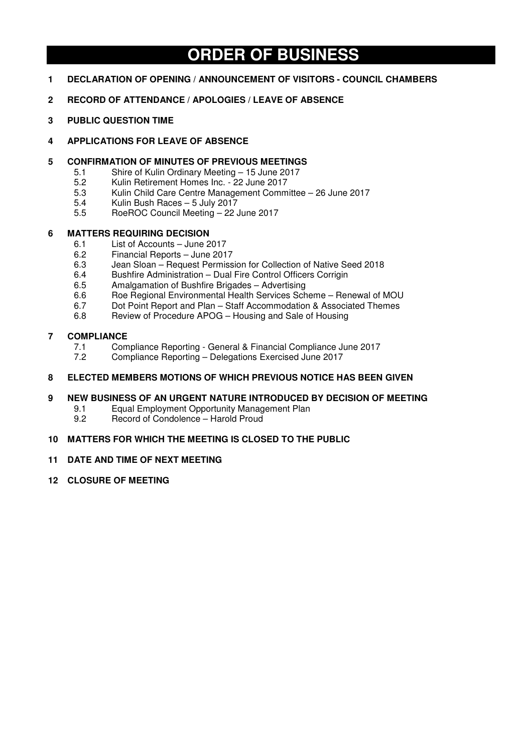# ORDER OF BUSINESS

**1 DECLARATION OF OPENING / ANNOUNCEMENT OF VISITORS - COUNCIL CHAMBERS**

**2 RECORD OF ATTENDANCE / APOLOGIES / LEAVE OF ABSENCE**

**3 PUBLIC QUESTION TIME**

**4 APPLICATIONS FOR LEAVE OF ABSENCE**

**5 CONFIRMATION OF MINUTES OF PREVIOUS MEETINGS**

- 5.1 Shire of Kulin Ordinary Meeting – 15 June 2017
- 5.2 Kulin Retirement Homes Inc. - 22 June 2017
- 5.3 Kulin Child Care Centre Management Committee – 26 June 2017
- 5.4 Kulin Bush Races – 5 July 2017
- 5.5 RoeROC Council Meeting – 22 June 2017

**6 MATTERS REQUIRING DECISION**

- 6.1 List of Accounts – June 2017
- 6.2 Financial Reports – June 2017
- 6.3 Jean Sloan – Request Permission for Collection of Native Seed 2018
- 6.4 Bushfire Administration – Dual Fire Control Officers Corrigin
- 6.5 Amalgamation of Bushfire Brigades – Advertising
- 6.6 Roe Regional Environmental Health Services Scheme – Renewal of MOU
- 6.7 Dot Point Report and Plan – Staff Accommodation & Associated Themes
- 6.8 Review of Procedure APOG – Housing and Sale of Housing

**7 COMPLIANCE**

- 7.1 Compliance Reporting - General & Financial Compliance June 2017
- 7.2 Compliance Reporting – Delegations Exercised June 2017

**8 ELECTED MEMBERS MOTIONS OF WHICH PREVIOUS NOTICE HAS BEEN GIVEN**

**9 NEW BUSINESS OF AN URGENT NATURE INTRODUCED BY DECISION OF MEETING**

- 9.1 Equal Employment Opportunity Management Plan
- 9.2 Record of Condolence – Harold Proud

**10 MATTERS FOR WHICH THE MEETING IS CLOSED TO THE PUBLIC**

**11 DATE AND TIME OF NEXT MEETING**

**12 CLOSURE OF MEETING**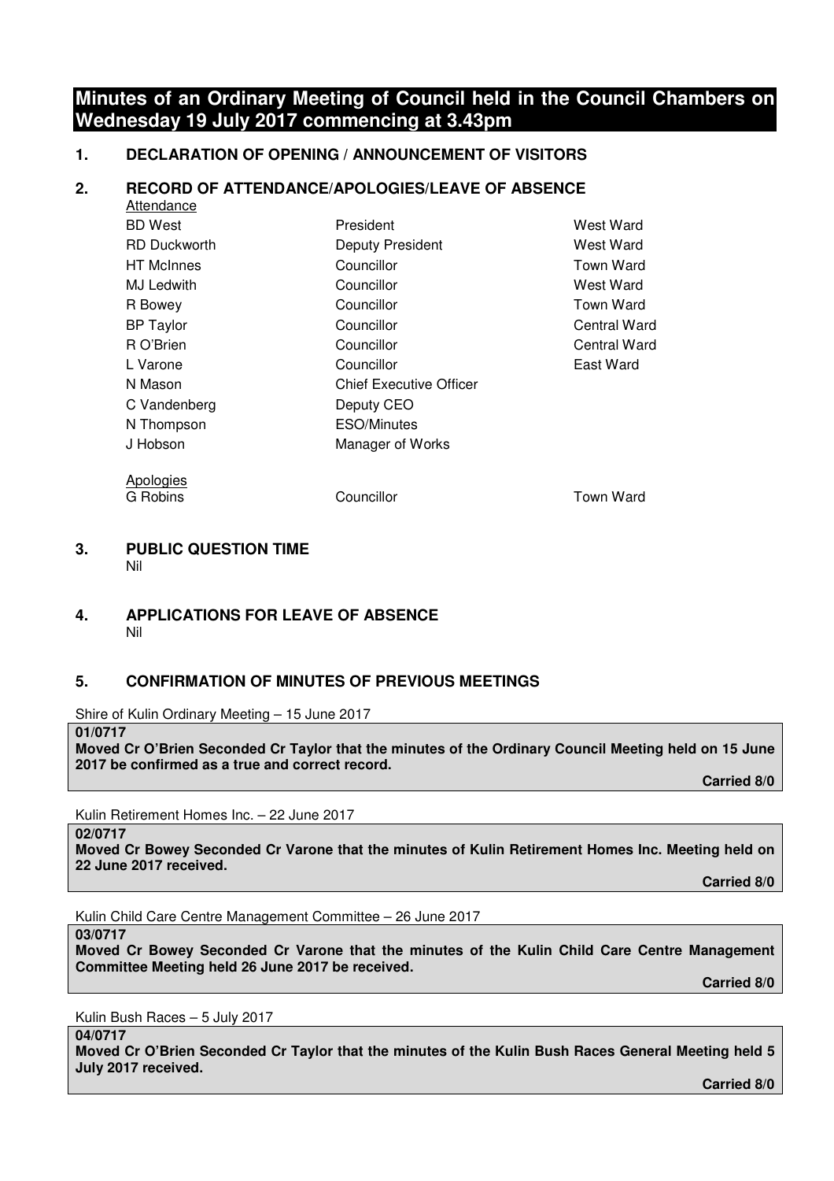# Minutes of an Ordinary Meeting of Council held in the Council Chambers on Wednesday 19 July 2017 commencing at 3.43pm

## 1. DECLARATION OF OPENING / ANNOUNCEMENT OF VISITORS

## 2. RECORD OF ATTENDANCE/APOLOGIES/LEAVE OF ABSENCE

Attendance

| | | |
|---|---|---|
| BD West | President | West Ward |
| RD Duckworth | Deputy President | West Ward |
| HT McInnes | Councillor | Town Ward |
| MJ Ledwith | Councillor | West Ward |
| R Bowey | Councillor | Town Ward |
| BP Taylor | Councillor | Central Ward |
| R O'Brien | Councillor | Central Ward |
| L Varone | Councillor | East Ward |
| N Mason | Chief Executive Officer | |
| C Vandenberg | Deputy CEO | |
| N Thompson | ESO/Minutes | |
| J Hobson | Manager of Works | |

Apologies

| | | |
|---|---|---|
| G Robins | Councillor | Town Ward |

## 3. PUBLIC QUESTION TIME

Nil

## 4. APPLICATIONS FOR LEAVE OF ABSENCE

Nil

## 5. CONFIRMATION OF MINUTES OF PREVIOUS MEETINGS

Shire of Kulin Ordinary Meeting – 15 June 2017

**01/0717**
**Moved Cr O'Brien Seconded Cr Taylor that the minutes of the Ordinary Council Meeting held on 15 June 2017 be confirmed as a true and correct record.**

**Carried 8/0**

Kulin Retirement Homes Inc. – 22 June 2017

**02/0717**
**Moved Cr Bowey Seconded Cr Varone that the minutes of Kulin Retirement Homes Inc. Meeting held on 22 June 2017 received.**

**Carried 8/0**

Kulin Child Care Centre Management Committee – 26 June 2017

**03/0717**
**Moved Cr Bowey Seconded Cr Varone that the minutes of the Kulin Child Care Centre Management Committee Meeting held 26 June 2017 be received.**

**Carried 8/0**

Kulin Bush Races – 5 July 2017

**04/0717**
**Moved Cr O'Brien Seconded Cr Taylor that the minutes of the Kulin Bush Races General Meeting held 5 July 2017 received.**

**Carried 8/0**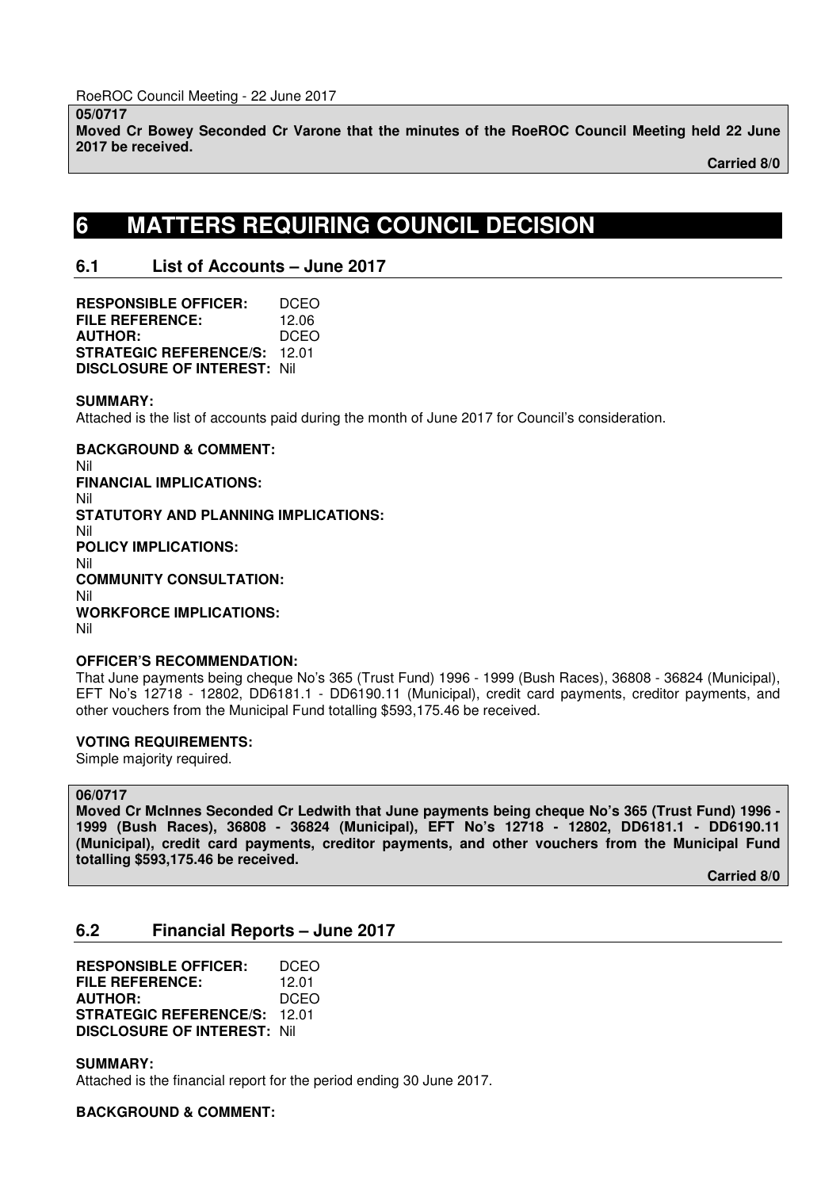RoeROC Council Meeting - 22 June 2017

**05/0717**
**Moved Cr Bowey Seconded Cr Varone that the minutes of the RoeROC Council Meeting held 22 June 2017 be received.**

**Carried 8/0**

# 6 MATTERS REQUIRING COUNCIL DECISION

## 6.1 List of Accounts – June 2017

**RESPONSIBLE OFFICER:** DCEO
**FILE REFERENCE:** 12.06
**AUTHOR:** DCEO
**STRATEGIC REFERENCE/S:** 12.01
**DISCLOSURE OF INTEREST:** Nil

**SUMMARY:**
Attached is the list of accounts paid during the month of June 2017 for Council's consideration.

**BACKGROUND & COMMENT:**
Nil
**FINANCIAL IMPLICATIONS:**
Nil
**STATUTORY AND PLANNING IMPLICATIONS:**
Nil
**POLICY IMPLICATIONS:**
Nil
**COMMUNITY CONSULTATION:**
Nil
**WORKFORCE IMPLICATIONS:**
Nil

**OFFICER'S RECOMMENDATION:**
That June payments being cheque No's 365 (Trust Fund) 1996 - 1999 (Bush Races), 36808 - 36824 (Municipal), EFT No's 12718 - 12802, DD6181.1 - DD6190.11 (Municipal), credit card payments, creditor payments, and other vouchers from the Municipal Fund totalling $593,175.46 be received.

**VOTING REQUIREMENTS:**
Simple majority required.

**06/0717**
**Moved Cr McInnes Seconded Cr Ledwith that June payments being cheque No's 365 (Trust Fund) 1996 - 1999 (Bush Races), 36808 - 36824 (Municipal), EFT No's 12718 - 12802, DD6181.1 - DD6190.11 (Municipal), credit card payments, creditor payments, and other vouchers from the Municipal Fund totalling $593,175.46 be received.**

**Carried 8/0**

## 6.2 Financial Reports – June 2017

**RESPONSIBLE OFFICER:** DCEO
**FILE REFERENCE:** 12.01
**AUTHOR:** DCEO
**STRATEGIC REFERENCE/S:** 12.01
**DISCLOSURE OF INTEREST:** Nil

**SUMMARY:**
Attached is the financial report for the period ending 30 June 2017.

**BACKGROUND & COMMENT:**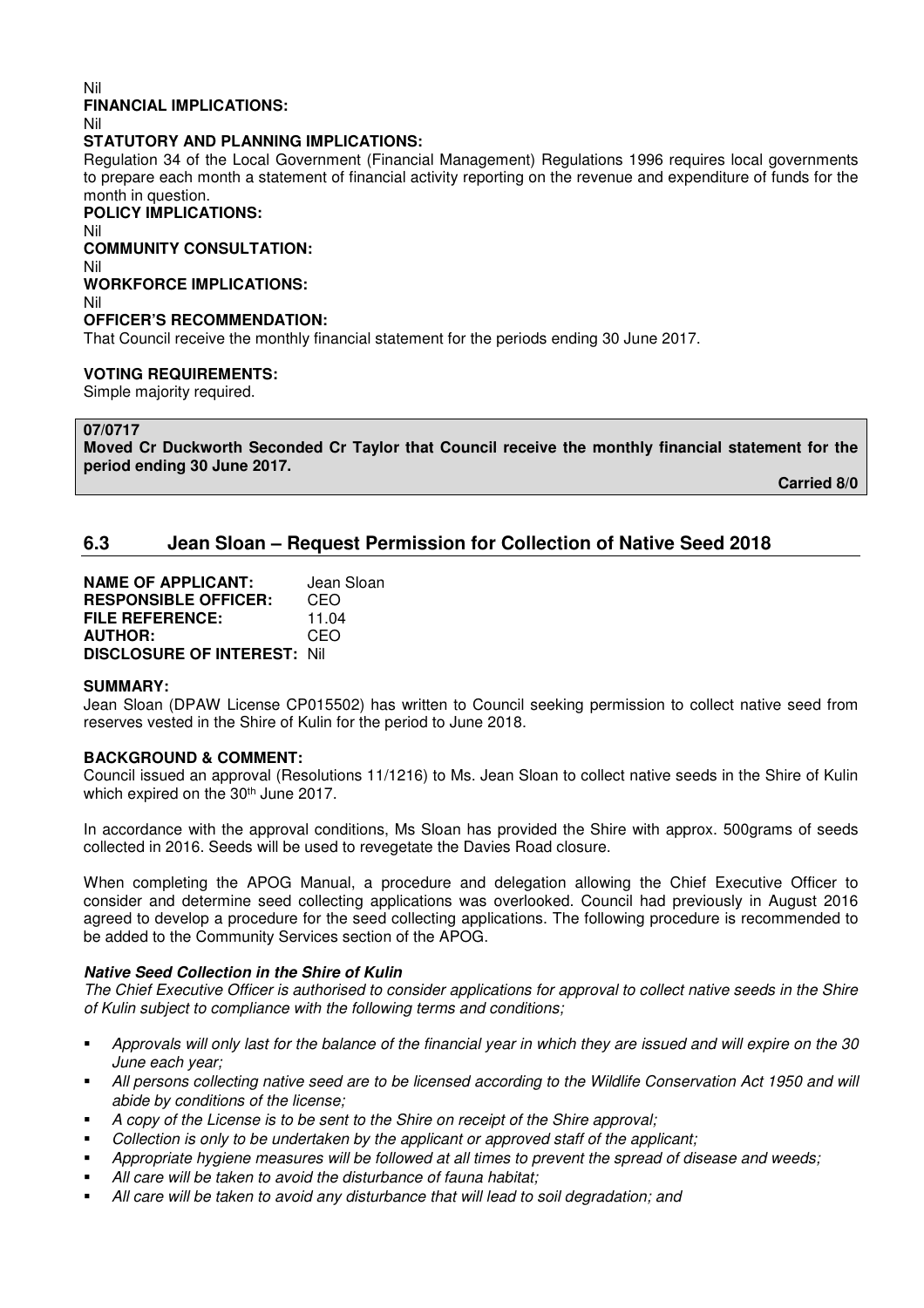Nil

**FINANCIAL IMPLICATIONS:**

Nil

**STATUTORY AND PLANNING IMPLICATIONS:**

Regulation 34 of the Local Government (Financial Management) Regulations 1996 requires local governments to prepare each month a statement of financial activity reporting on the revenue and expenditure of funds for the month in question.

**POLICY IMPLICATIONS:**

Nil

**COMMUNITY CONSULTATION:**

Nil

**WORKFORCE IMPLICATIONS:**

Nil

**OFFICER'S RECOMMENDATION:**

That Council receive the monthly financial statement for the periods ending 30 June 2017.

**VOTING REQUIREMENTS:**

Simple majority required.

**07/0717**

**Moved Cr Duckworth Seconded Cr Taylor that Council receive the monthly financial statement for the period ending 30 June 2017.**

**Carried 8/0**

## 6.3 Jean Sloan – Request Permission for Collection of Native Seed 2018

**NAME OF APPLICANT:** Jean Sloan
**RESPONSIBLE OFFICER:** CEO
**FILE REFERENCE:** 11.04
**AUTHOR:** CEO
**DISCLOSURE OF INTEREST:** Nil

**SUMMARY:**

Jean Sloan (DPAW License CP015502) has written to Council seeking permission to collect native seed from reserves vested in the Shire of Kulin for the period to June 2018.

**BACKGROUND & COMMENT:**

Council issued an approval (Resolutions 11/1216) to Ms. Jean Sloan to collect native seeds in the Shire of Kulin which expired on the 30th June 2017.

In accordance with the approval conditions, Ms Sloan has provided the Shire with approx. 500grams of seeds collected in 2016. Seeds will be used to revegetate the Davies Road closure.

When completing the APOG Manual, a procedure and delegation allowing the Chief Executive Officer to consider and determine seed collecting applications was overlooked. Council had previously in August 2016 agreed to develop a procedure for the seed collecting applications. The following procedure is recommended to be added to the Community Services section of the APOG.

***Native Seed Collection in the Shire of Kulin***

*The Chief Executive Officer is authorised to consider applications for approval to collect native seeds in the Shire of Kulin subject to compliance with the following terms and conditions;*

- *Approvals will only last for the balance of the financial year in which they are issued and will expire on the 30 June each year;*
- *All persons collecting native seed are to be licensed according to the Wildlife Conservation Act 1950 and will abide by conditions of the license;*
- *A copy of the License is to be sent to the Shire on receipt of the Shire approval;*
- *Collection is only to be undertaken by the applicant or approved staff of the applicant;*
- *Appropriate hygiene measures will be followed at all times to prevent the spread of disease and weeds;*
- *All care will be taken to avoid the disturbance of fauna habitat;*
- *All care will be taken to avoid any disturbance that will lead to soil degradation; and*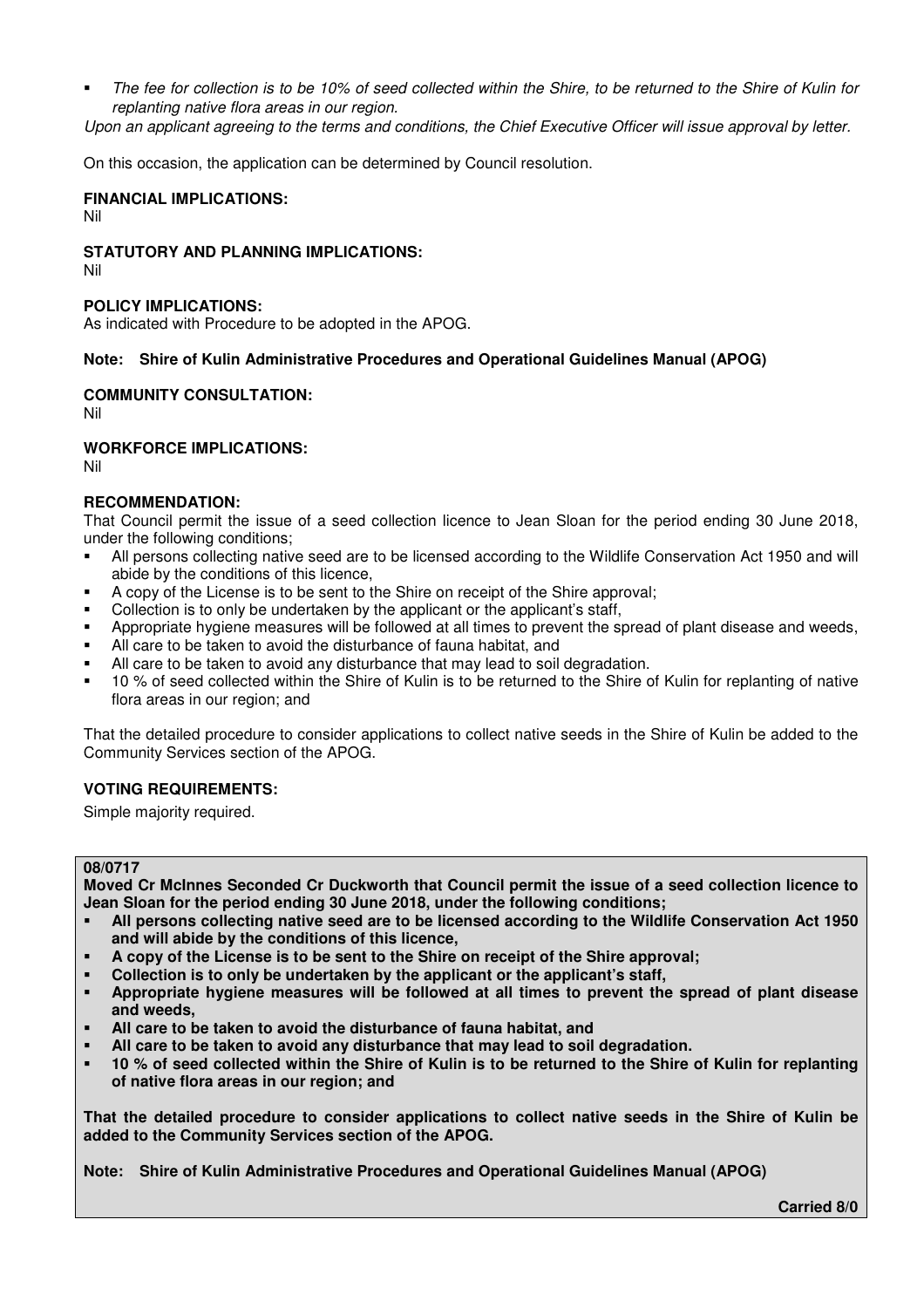- *The fee for collection is to be 10% of seed collected within the Shire, to be returned to the Shire of Kulin for replanting native flora areas in our region.*

*Upon an applicant agreeing to the terms and conditions, the Chief Executive Officer will issue approval by letter.*

On this occasion, the application can be determined by Council resolution.

**FINANCIAL IMPLICATIONS:**
Nil

**STATUTORY AND PLANNING IMPLICATIONS:**
Nil

**POLICY IMPLICATIONS:**
As indicated with Procedure to be adopted in the APOG.

**Note: Shire of Kulin Administrative Procedures and Operational Guidelines Manual (APOG)**

**COMMUNITY CONSULTATION:**
Nil

**WORKFORCE IMPLICATIONS:**
Nil

**RECOMMENDATION:**
That Council permit the issue of a seed collection licence to Jean Sloan for the period ending 30 June 2018, under the following conditions;

- All persons collecting native seed are to be licensed according to the Wildlife Conservation Act 1950 and will abide by the conditions of this licence,
- A copy of the License is to be sent to the Shire on receipt of the Shire approval;
- Collection is to only be undertaken by the applicant or the applicant's staff,
- Appropriate hygiene measures will be followed at all times to prevent the spread of plant disease and weeds,
- All care to be taken to avoid the disturbance of fauna habitat, and
- All care to be taken to avoid any disturbance that may lead to soil degradation.
- 10 % of seed collected within the Shire of Kulin is to be returned to the Shire of Kulin for replanting of native flora areas in our region; and

That the detailed procedure to consider applications to collect native seeds in the Shire of Kulin be added to the Community Services section of the APOG.

**VOTING REQUIREMENTS:**

Simple majority required.

**08/0717**

**Moved Cr McInnes Seconded Cr Duckworth that Council permit the issue of a seed collection licence to Jean Sloan for the period ending 30 June 2018, under the following conditions;**

- **All persons collecting native seed are to be licensed according to the Wildlife Conservation Act 1950 and will abide by the conditions of this licence,**
- **A copy of the License is to be sent to the Shire on receipt of the Shire approval;**
- **Collection is to only be undertaken by the applicant or the applicant's staff,**
- **Appropriate hygiene measures will be followed at all times to prevent the spread of plant disease and weeds,**
- **All care to be taken to avoid the disturbance of fauna habitat, and**
- **All care to be taken to avoid any disturbance that may lead to soil degradation.**
- **10 % of seed collected within the Shire of Kulin is to be returned to the Shire of Kulin for replanting of native flora areas in our region; and**

**That the detailed procedure to consider applications to collect native seeds in the Shire of Kulin be added to the Community Services section of the APOG.**

**Note: Shire of Kulin Administrative Procedures and Operational Guidelines Manual (APOG)**

**Carried 8/0**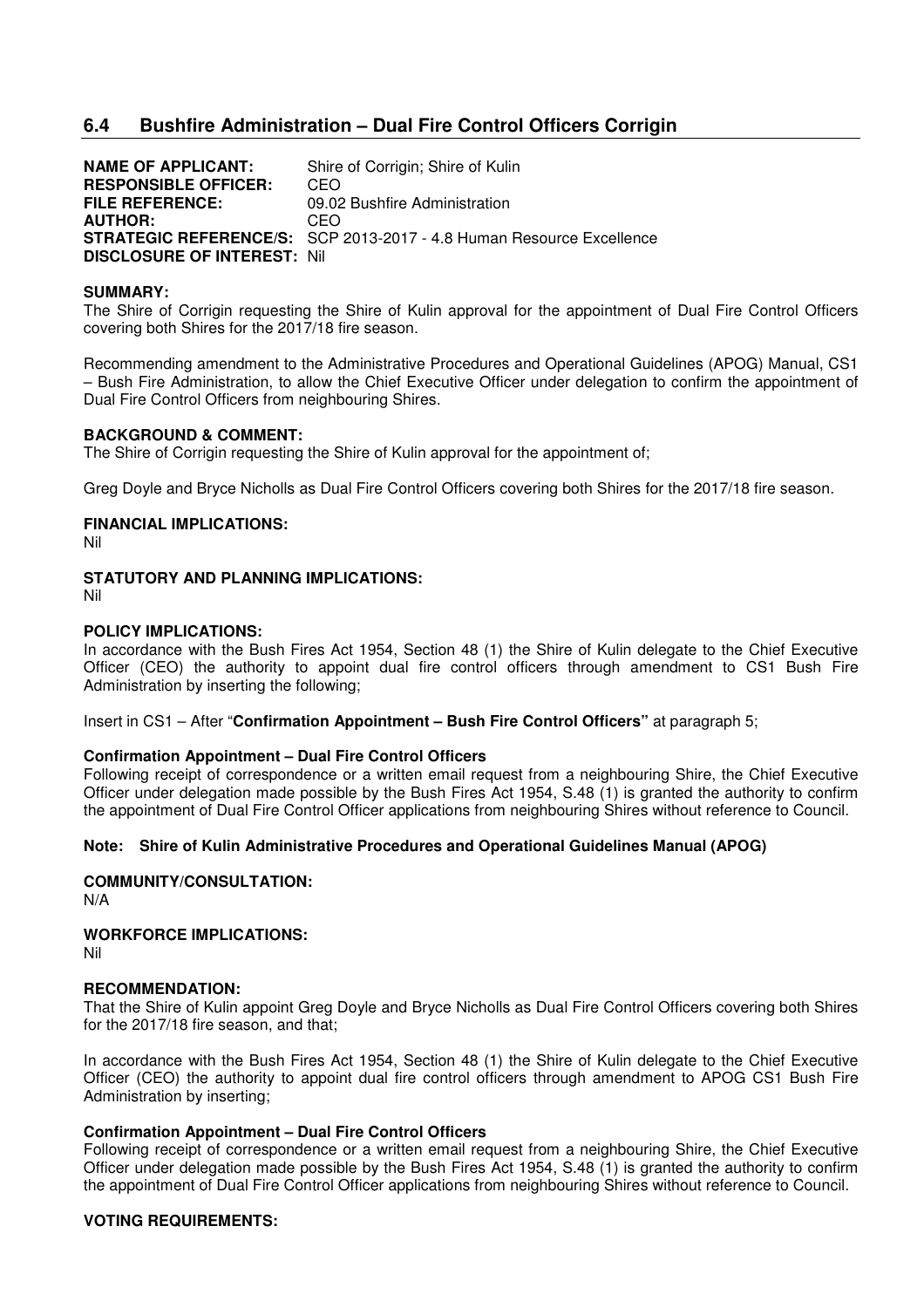## 6.4 Bushfire Administration – Dual Fire Control Officers Corrigin

**NAME OF APPLICANT:** Shire of Corrigin; Shire of Kulin
**RESPONSIBLE OFFICER:** CEO
**FILE REFERENCE:** 09.02 Bushfire Administration
**AUTHOR:** CEO
**STRATEGIC REFERENCE/S:** SCP 2013-2017 - 4.8 Human Resource Excellence
**DISCLOSURE OF INTEREST:** Nil

**SUMMARY:**
The Shire of Corrigin requesting the Shire of Kulin approval for the appointment of Dual Fire Control Officers covering both Shires for the 2017/18 fire season.

Recommending amendment to the Administrative Procedures and Operational Guidelines (APOG) Manual, CS1 – Bush Fire Administration, to allow the Chief Executive Officer under delegation to confirm the appointment of Dual Fire Control Officers from neighbouring Shires.

**BACKGROUND & COMMENT:**
The Shire of Corrigin requesting the Shire of Kulin approval for the appointment of;

Greg Doyle and Bryce Nicholls as Dual Fire Control Officers covering both Shires for the 2017/18 fire season.

**FINANCIAL IMPLICATIONS:**
Nil

**STATUTORY AND PLANNING IMPLICATIONS:**
Nil

**POLICY IMPLICATIONS:**
In accordance with the Bush Fires Act 1954, Section 48 (1) the Shire of Kulin delegate to the Chief Executive Officer (CEO) the authority to appoint dual fire control officers through amendment to CS1 Bush Fire Administration by inserting the following;

Insert in CS1 – After "**Confirmation Appointment – Bush Fire Control Officers"** at paragraph 5;

**Confirmation Appointment – Dual Fire Control Officers**
Following receipt of correspondence or a written email request from a neighbouring Shire, the Chief Executive Officer under delegation made possible by the Bush Fires Act 1954, S.48 (1) is granted the authority to confirm the appointment of Dual Fire Control Officer applications from neighbouring Shires without reference to Council.

**Note: Shire of Kulin Administrative Procedures and Operational Guidelines Manual (APOG)**

**COMMUNITY/CONSULTATION:**
N/A

**WORKFORCE IMPLICATIONS:**
Nil

**RECOMMENDATION:**
That the Shire of Kulin appoint Greg Doyle and Bryce Nicholls as Dual Fire Control Officers covering both Shires for the 2017/18 fire season, and that;

In accordance with the Bush Fires Act 1954, Section 48 (1) the Shire of Kulin delegate to the Chief Executive Officer (CEO) the authority to appoint dual fire control officers through amendment to APOG CS1 Bush Fire Administration by inserting;

**Confirmation Appointment – Dual Fire Control Officers**
Following receipt of correspondence or a written email request from a neighbouring Shire, the Chief Executive Officer under delegation made possible by the Bush Fires Act 1954, S.48 (1) is granted the authority to confirm the appointment of Dual Fire Control Officer applications from neighbouring Shires without reference to Council.

**VOTING REQUIREMENTS:**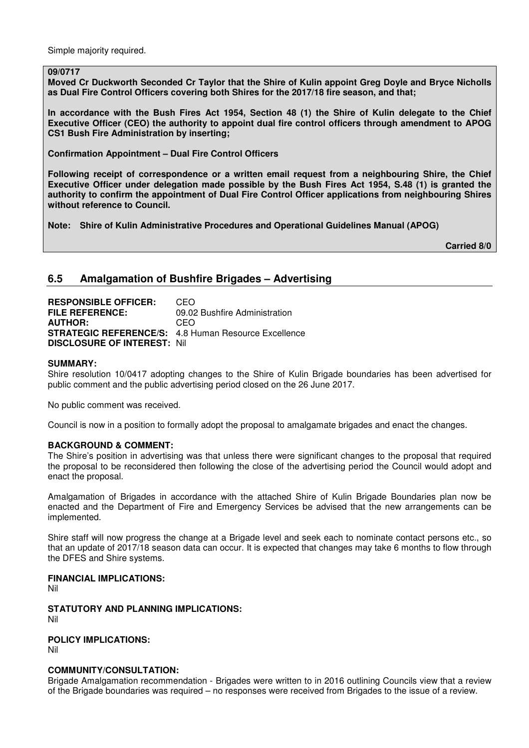Simple majority required.

**09/0717**
**Moved Cr Duckworth Seconded Cr Taylor that the Shire of Kulin appoint Greg Doyle and Bryce Nicholls as Dual Fire Control Officers covering both Shires for the 2017/18 fire season, and that;**

**In accordance with the Bush Fires Act 1954, Section 48 (1) the Shire of Kulin delegate to the Chief Executive Officer (CEO) the authority to appoint dual fire control officers through amendment to APOG CS1 Bush Fire Administration by inserting;**

**Confirmation Appointment – Dual Fire Control Officers**

**Following receipt of correspondence or a written email request from a neighbouring Shire, the Chief Executive Officer under delegation made possible by the Bush Fires Act 1954, S.48 (1) is granted the authority to confirm the appointment of Dual Fire Control Officer applications from neighbouring Shires without reference to Council.**

**Note: Shire of Kulin Administrative Procedures and Operational Guidelines Manual (APOG)**

**Carried 8/0**

## 6.5 Amalgamation of Bushfire Brigades – Advertising

**RESPONSIBLE OFFICER:** CEO
**FILE REFERENCE:** 09.02 Bushfire Administration
**AUTHOR:** CEO
**STRATEGIC REFERENCE/S:** 4.8 Human Resource Excellence
**DISCLOSURE OF INTEREST:** Nil

**SUMMARY:**
Shire resolution 10/0417 adopting changes to the Shire of Kulin Brigade boundaries has been advertised for public comment and the public advertising period closed on the 26 June 2017.

No public comment was received.

Council is now in a position to formally adopt the proposal to amalgamate brigades and enact the changes.

**BACKGROUND & COMMENT:**
The Shire's position in advertising was that unless there were significant changes to the proposal that required the proposal to be reconsidered then following the close of the advertising period the Council would adopt and enact the proposal.

Amalgamation of Brigades in accordance with the attached Shire of Kulin Brigade Boundaries plan now be enacted and the Department of Fire and Emergency Services be advised that the new arrangements can be implemented.

Shire staff will now progress the change at a Brigade level and seek each to nominate contact persons etc., so that an update of 2017/18 season data can occur. It is expected that changes may take 6 months to flow through the DFES and Shire systems.

**FINANCIAL IMPLICATIONS:**
Nil

**STATUTORY AND PLANNING IMPLICATIONS:**
Nil

**POLICY IMPLICATIONS:**
Nil

**COMMUNITY/CONSULTATION:**
Brigade Amalgamation recommendation - Brigades were written to in 2016 outlining Councils view that a review of the Brigade boundaries was required – no responses were received from Brigades to the issue of a review.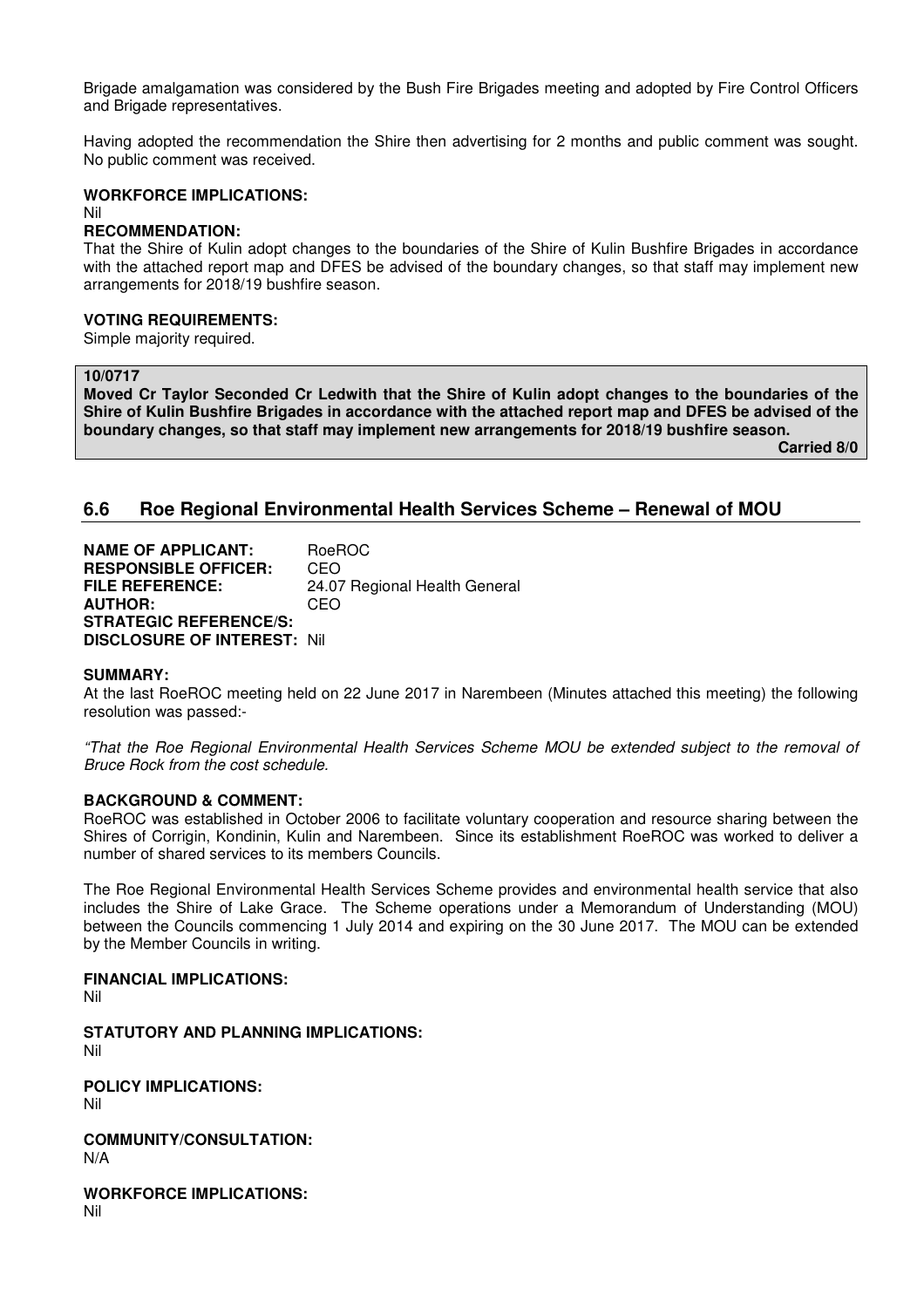Brigade amalgamation was considered by the Bush Fire Brigades meeting and adopted by Fire Control Officers and Brigade representatives.

Having adopted the recommendation the Shire then advertising for 2 months and public comment was sought. No public comment was received.

**WORKFORCE IMPLICATIONS:**
Nil

**RECOMMENDATION:**
That the Shire of Kulin adopt changes to the boundaries of the Shire of Kulin Bushfire Brigades in accordance with the attached report map and DFES be advised of the boundary changes, so that staff may implement new arrangements for 2018/19 bushfire season.

**VOTING REQUIREMENTS:**
Simple majority required.

**10/0717**
**Moved Cr Taylor Seconded Cr Ledwith that the Shire of Kulin adopt changes to the boundaries of the Shire of Kulin Bushfire Brigades in accordance with the attached report map and DFES be advised of the boundary changes, so that staff may implement new arrangements for 2018/19 bushfire season.**
**Carried 8/0**

## 6.6 Roe Regional Environmental Health Services Scheme – Renewal of MOU

**NAME OF APPLICANT:** RoeROC
**RESPONSIBLE OFFICER:** CEO
**FILE REFERENCE:** 24.07 Regional Health General
**AUTHOR:** CEO
**STRATEGIC REFERENCE/S:**
**DISCLOSURE OF INTEREST:** Nil

**SUMMARY:**
At the last RoeROC meeting held on 22 June 2017 in Narembeen (Minutes attached this meeting) the following resolution was passed:-

*"That the Roe Regional Environmental Health Services Scheme MOU be extended subject to the removal of Bruce Rock from the cost schedule.*

**BACKGROUND & COMMENT:**
RoeROC was established in October 2006 to facilitate voluntary cooperation and resource sharing between the Shires of Corrigin, Kondinin, Kulin and Narembeen. Since its establishment RoeROC was worked to deliver a number of shared services to its members Councils.

The Roe Regional Environmental Health Services Scheme provides and environmental health service that also includes the Shire of Lake Grace. The Scheme operations under a Memorandum of Understanding (MOU) between the Councils commencing 1 July 2014 and expiring on the 30 June 2017. The MOU can be extended by the Member Councils in writing.

**FINANCIAL IMPLICATIONS:**
Nil

**STATUTORY AND PLANNING IMPLICATIONS:**
Nil

**POLICY IMPLICATIONS:**
Nil

**COMMUNITY/CONSULTATION:**
N/A

**WORKFORCE IMPLICATIONS:**
Nil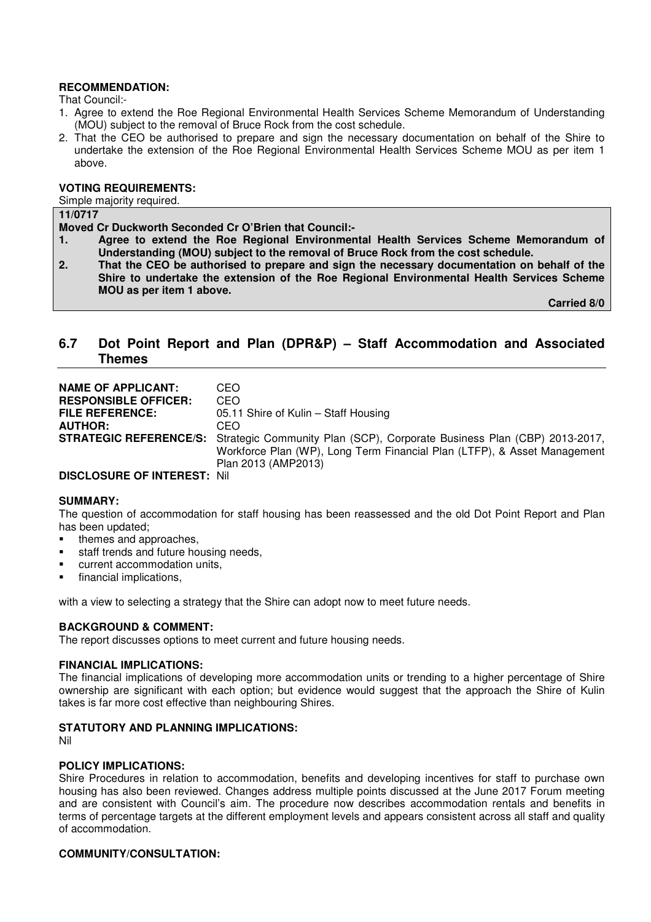**RECOMMENDATION:**

That Council:-

1. Agree to extend the Roe Regional Environmental Health Services Scheme Memorandum of Understanding (MOU) subject to the removal of Bruce Rock from the cost schedule.
2. That the CEO be authorised to prepare and sign the necessary documentation on behalf of the Shire to undertake the extension of the Roe Regional Environmental Health Services Scheme MOU as per item 1 above.

**VOTING REQUIREMENTS:**

Simple majority required.

**11/0717**

**Moved Cr Duckworth Seconded Cr O'Brien that Council:-**

1. **Agree to extend the Roe Regional Environmental Health Services Scheme Memorandum of Understanding (MOU) subject to the removal of Bruce Rock from the cost schedule.**
2. **That the CEO be authorised to prepare and sign the necessary documentation on behalf of the Shire to undertake the extension of the Roe Regional Environmental Health Services Scheme MOU as per item 1 above.**

**Carried 8/0**

## 6.7 Dot Point Report and Plan (DPR&P) – Staff Accommodation and Associated Themes

**NAME OF APPLICANT:** CEO
**RESPONSIBLE OFFICER:** CEO
**FILE REFERENCE:** 05.11 Shire of Kulin – Staff Housing
**AUTHOR:** CEO
**STRATEGIC REFERENCE/S:** Strategic Community Plan (SCP), Corporate Business Plan (CBP) 2013-2017, Workforce Plan (WP), Long Term Financial Plan (LTFP), & Asset Management Plan 2013 (AMP2013)
**DISCLOSURE OF INTEREST:** Nil

**SUMMARY:**

The question of accommodation for staff housing has been reassessed and the old Dot Point Report and Plan has been updated;

- themes and approaches,
- staff trends and future housing needs,
- current accommodation units,
- financial implications,

with a view to selecting a strategy that the Shire can adopt now to meet future needs.

**BACKGROUND & COMMENT:**

The report discusses options to meet current and future housing needs.

**FINANCIAL IMPLICATIONS:**

The financial implications of developing more accommodation units or trending to a higher percentage of Shire ownership are significant with each option; but evidence would suggest that the approach the Shire of Kulin takes is far more cost effective than neighbouring Shires.

**STATUTORY AND PLANNING IMPLICATIONS:**

Nil

**POLICY IMPLICATIONS:**

Shire Procedures in relation to accommodation, benefits and developing incentives for staff to purchase own housing has also been reviewed. Changes address multiple points discussed at the June 2017 Forum meeting and are consistent with Council's aim. The procedure now describes accommodation rentals and benefits in terms of percentage targets at the different employment levels and appears consistent across all staff and quality of accommodation.

**COMMUNITY/CONSULTATION:**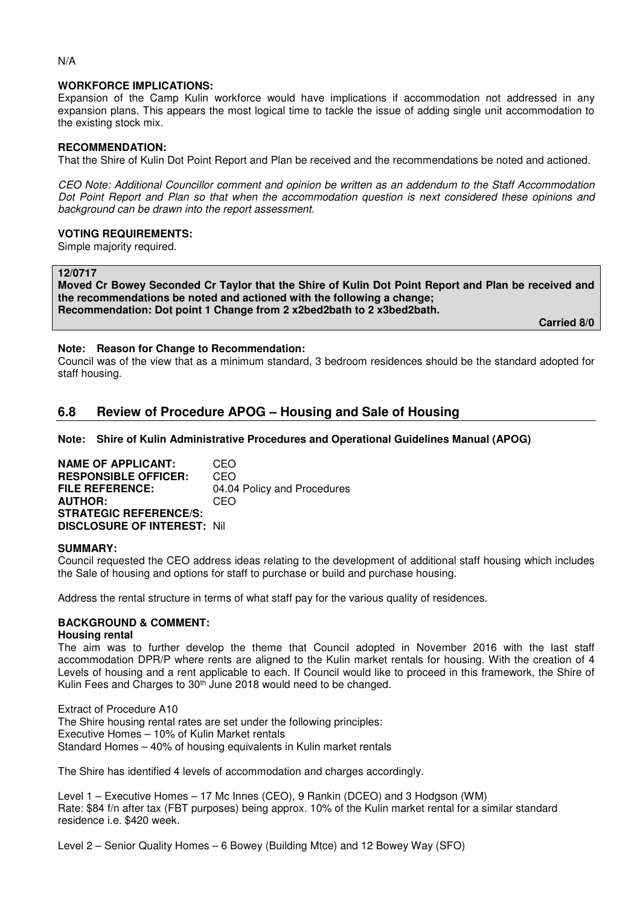N/A

**WORKFORCE IMPLICATIONS:**
Expansion of the Camp Kulin workforce would have implications if accommodation not addressed in any expansion plans. This appears the most logical time to tackle the issue of adding single unit accommodation to the existing stock mix.

**RECOMMENDATION:**
That the Shire of Kulin Dot Point Report and Plan be received and the recommendations be noted and actioned.

*CEO Note: Additional Councillor comment and opinion be written as an addendum to the Staff Accommodation Dot Point Report and Plan so that when the accommodation question is next considered these opinions and background can be drawn into the report assessment.*

**VOTING REQUIREMENTS:**
Simple majority required.

**12/0717**
**Moved Cr Bowey Seconded Cr Taylor that the Shire of Kulin Dot Point Report and Plan be received and the recommendations be noted and actioned with the following a change;**
**Recommendation: Dot point 1 Change from 2 x2bed2bath to 2 x3bed2bath.**

**Carried 8/0**

**Note: Reason for Change to Recommendation:**
Council was of the view that as a minimum standard, 3 bedroom residences should be the standard adopted for staff housing.

## 6.8 Review of Procedure APOG – Housing and Sale of Housing

**Note: Shire of Kulin Administrative Procedures and Operational Guidelines Manual (APOG)**

**NAME OF APPLICANT:** CEO
**RESPONSIBLE OFFICER:** CEO
**FILE REFERENCE:** 04.04 Policy and Procedures
**AUTHOR:** CEO
**STRATEGIC REFERENCE/S:**
**DISCLOSURE OF INTEREST:** Nil

**SUMMARY:**
Council requested the CEO address ideas relating to the development of additional staff housing which includes the Sale of housing and options for staff to purchase or build and purchase housing.

Address the rental structure in terms of what staff pay for the various quality of residences.

**BACKGROUND & COMMENT:**
**Housing rental**
The aim was to further develop the theme that Council adopted in November 2016 with the last staff accommodation DPR/P where rents are aligned to the Kulin market rentals for housing. With the creation of 4 Levels of housing and a rent applicable to each. If Council would like to proceed in this framework, the Shire of Kulin Fees and Charges to 30th June 2018 would need to be changed.

Extract of Procedure A10
The Shire housing rental rates are set under the following principles:
Executive Homes – 10% of Kulin Market rentals
Standard Homes – 40% of housing equivalents in Kulin market rentals

The Shire has identified 4 levels of accommodation and charges accordingly.

Level 1 – Executive Homes – 17 Mc Innes (CEO), 9 Rankin (DCEO) and 3 Hodgson (WM)
Rate: $84 f/n after tax (FBT purposes) being approx. 10% of the Kulin market rental for a similar standard residence i.e. $420 week.

Level 2 – Senior Quality Homes – 6 Bowey (Building Mtce) and 12 Bowey Way (SFO)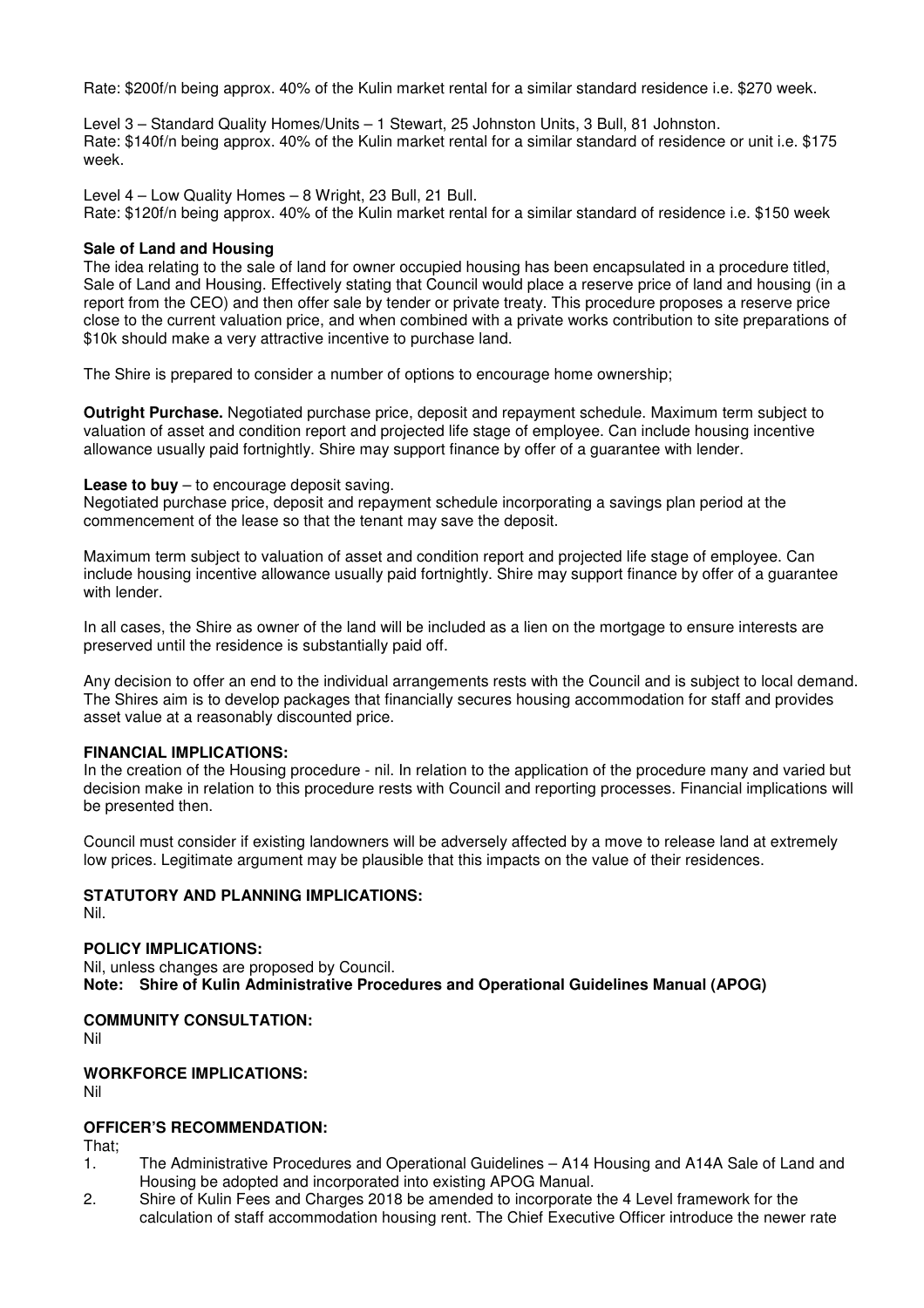Rate: $200f/n being approx. 40% of the Kulin market rental for a similar standard residence i.e. $270 week.

Level 3 – Standard Quality Homes/Units – 1 Stewart, 25 Johnston Units, 3 Bull, 81 Johnston.
Rate: $140f/n being approx. 40% of the Kulin market rental for a similar standard of residence or unit i.e. $175 week.

Level 4 – Low Quality Homes – 8 Wright, 23 Bull, 21 Bull.
Rate: $120f/n being approx. 40% of the Kulin market rental for a similar standard of residence i.e. $150 week

**Sale of Land and Housing**
The idea relating to the sale of land for owner occupied housing has been encapsulated in a procedure titled, Sale of Land and Housing. Effectively stating that Council would place a reserve price of land and housing (in a report from the CEO) and then offer sale by tender or private treaty. This procedure proposes a reserve price close to the current valuation price, and when combined with a private works contribution to site preparations of $10k should make a very attractive incentive to purchase land.

The Shire is prepared to consider a number of options to encourage home ownership;

**Outright Purchase.** Negotiated purchase price, deposit and repayment schedule. Maximum term subject to valuation of asset and condition report and projected life stage of employee. Can include housing incentive allowance usually paid fortnightly. Shire may support finance by offer of a guarantee with lender.

**Lease to buy** – to encourage deposit saving.
Negotiated purchase price, deposit and repayment schedule incorporating a savings plan period at the commencement of the lease so that the tenant may save the deposit.

Maximum term subject to valuation of asset and condition report and projected life stage of employee. Can include housing incentive allowance usually paid fortnightly. Shire may support finance by offer of a guarantee with lender.

In all cases, the Shire as owner of the land will be included as a lien on the mortgage to ensure interests are preserved until the residence is substantially paid off.

Any decision to offer an end to the individual arrangements rests with the Council and is subject to local demand. The Shires aim is to develop packages that financially secures housing accommodation for staff and provides asset value at a reasonably discounted price.

**FINANCIAL IMPLICATIONS:**
In the creation of the Housing procedure - nil. In relation to the application of the procedure many and varied but decision make in relation to this procedure rests with Council and reporting processes. Financial implications will be presented then.

Council must consider if existing landowners will be adversely affected by a move to release land at extremely low prices. Legitimate argument may be plausible that this impacts on the value of their residences.

**STATUTORY AND PLANNING IMPLICATIONS:**
Nil.

**POLICY IMPLICATIONS:**
Nil, unless changes are proposed by Council.
**Note: Shire of Kulin Administrative Procedures and Operational Guidelines Manual (APOG)**

**COMMUNITY CONSULTATION:**
Nil

**WORKFORCE IMPLICATIONS:**
Nil

**OFFICER'S RECOMMENDATION:**
That;

1. The Administrative Procedures and Operational Guidelines – A14 Housing and A14A Sale of Land and Housing be adopted and incorporated into existing APOG Manual.
2. Shire of Kulin Fees and Charges 2018 be amended to incorporate the 4 Level framework for the calculation of staff accommodation housing rent. The Chief Executive Officer introduce the newer rate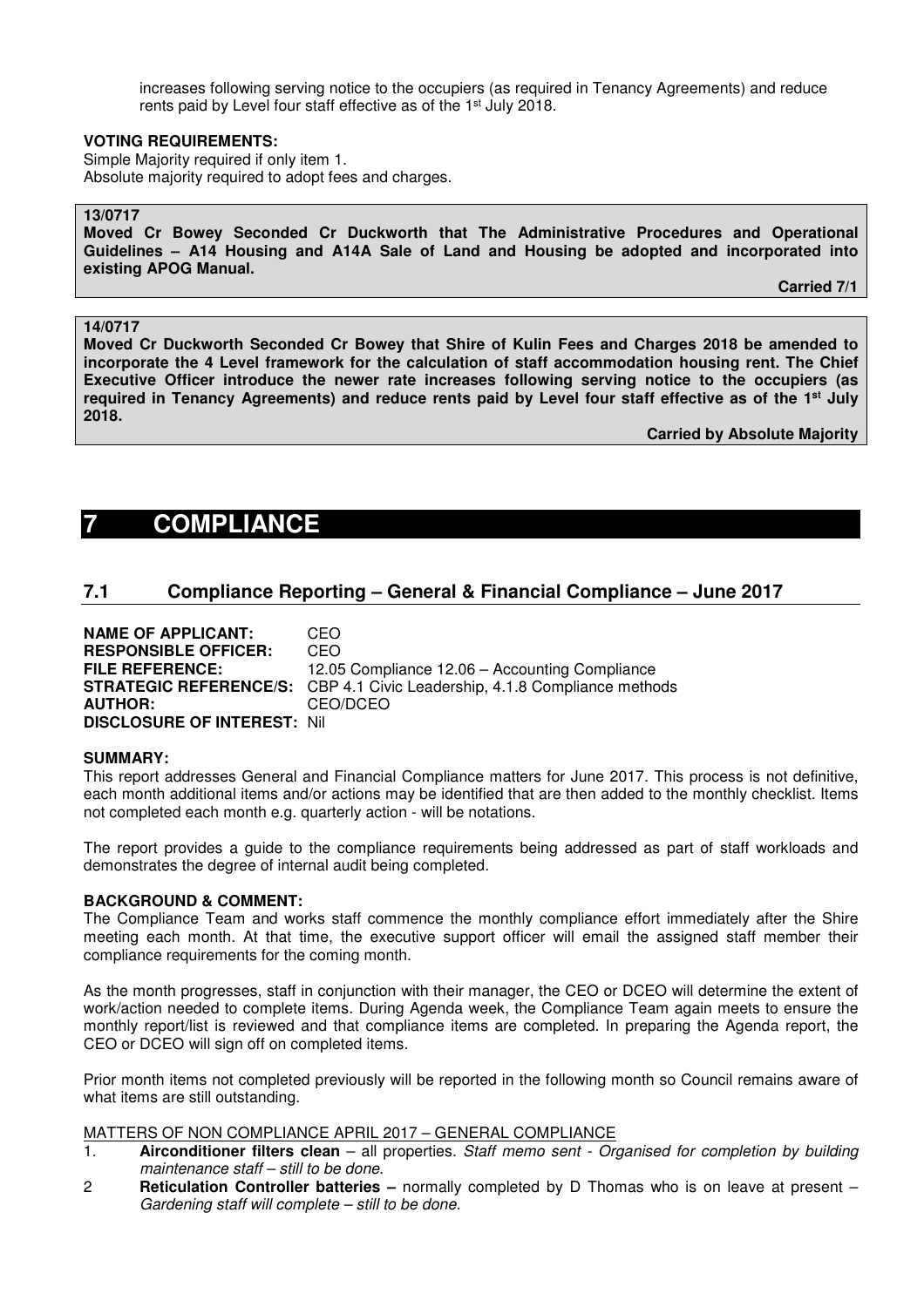increases following serving notice to the occupiers (as required in Tenancy Agreements) and reduce rents paid by Level four staff effective as of the 1st July 2018.

**VOTING REQUIREMENTS:**
Simple Majority required if only item 1.
Absolute majority required to adopt fees and charges.

**13/0717**
**Moved Cr Bowey Seconded Cr Duckworth that The Administrative Procedures and Operational Guidelines – A14 Housing and A14A Sale of Land and Housing be adopted and incorporated into existing APOG Manual.**

**Carried 7/1**

**14/0717**
**Moved Cr Duckworth Seconded Cr Bowey that Shire of Kulin Fees and Charges 2018 be amended to incorporate the 4 Level framework for the calculation of staff accommodation housing rent. The Chief Executive Officer introduce the newer rate increases following serving notice to the occupiers (as required in Tenancy Agreements) and reduce rents paid by Level four staff effective as of the 1st July 2018.**

**Carried by Absolute Majority**

# 7 COMPLIANCE

## 7.1 Compliance Reporting – General & Financial Compliance – June 2017

**NAME OF APPLICANT:** CEO
**RESPONSIBLE OFFICER:** CEO
**FILE REFERENCE:** 12.05 Compliance 12.06 – Accounting Compliance
**STRATEGIC REFERENCE/S:** CBP 4.1 Civic Leadership, 4.1.8 Compliance methods
**AUTHOR:** CEO/DCEO
**DISCLOSURE OF INTEREST:** Nil

**SUMMARY:**
This report addresses General and Financial Compliance matters for June 2017. This process is not definitive, each month additional items and/or actions may be identified that are then added to the monthly checklist. Items not completed each month e.g. quarterly action - will be notations.

The report provides a guide to the compliance requirements being addressed as part of staff workloads and demonstrates the degree of internal audit being completed.

**BACKGROUND & COMMENT:**
The Compliance Team and works staff commence the monthly compliance effort immediately after the Shire meeting each month. At that time, the executive support officer will email the assigned staff member their compliance requirements for the coming month.

As the month progresses, staff in conjunction with their manager, the CEO or DCEO will determine the extent of work/action needed to complete items. During Agenda week, the Compliance Team again meets to ensure the monthly report/list is reviewed and that compliance items are completed. In preparing the Agenda report, the CEO or DCEO will sign off on completed items.

Prior month items not completed previously will be reported in the following month so Council remains aware of what items are still outstanding.

MATTERS OF NON COMPLIANCE APRIL 2017 – GENERAL COMPLIANCE

1. **Airconditioner filters clean** – all properties. *Staff memo sent - Organised for completion by building maintenance staff – still to be done.*
2. **Reticulation Controller batteries –** normally completed by D Thomas who is on leave at present – *Gardening staff will complete – still to be done.*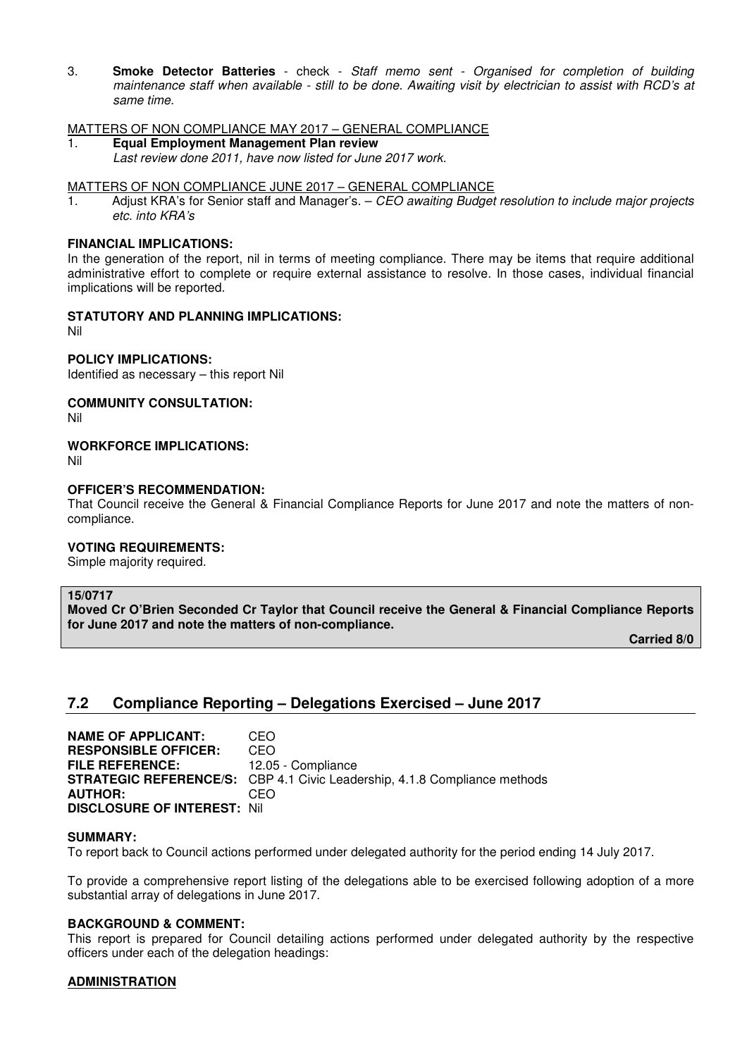3. **Smoke Detector Batteries** - check - *Staff memo sent - Organised for completion of building maintenance staff when available - still to be done. Awaiting visit by electrician to assist with RCD's at same time.*

MATTERS OF NON COMPLIANCE MAY 2017 – GENERAL COMPLIANCE

1. **Equal Employment Management Plan review**
   *Last review done 2011, have now listed for June 2017 work.*

MATTERS OF NON COMPLIANCE JUNE 2017 – GENERAL COMPLIANCE

1. Adjust KRA's for Senior staff and Manager's. – *CEO awaiting Budget resolution to include major projects etc. into KRA's*

**FINANCIAL IMPLICATIONS:**
In the generation of the report, nil in terms of meeting compliance. There may be items that require additional administrative effort to complete or require external assistance to resolve. In those cases, individual financial implications will be reported.

**STATUTORY AND PLANNING IMPLICATIONS:**
Nil

**POLICY IMPLICATIONS:**
Identified as necessary – this report Nil

**COMMUNITY CONSULTATION:**
Nil

**WORKFORCE IMPLICATIONS:**
Nil

**OFFICER'S RECOMMENDATION:**
That Council receive the General & Financial Compliance Reports for June 2017 and note the matters of non-compliance.

**VOTING REQUIREMENTS:**
Simple majority required.

**15/0717**
**Moved Cr O'Brien Seconded Cr Taylor that Council receive the General & Financial Compliance Reports for June 2017 and note the matters of non-compliance.**

**Carried 8/0**

## 7.2 Compliance Reporting – Delegations Exercised – June 2017

**NAME OF APPLICANT:** CEO
**RESPONSIBLE OFFICER:** CEO
**FILE REFERENCE:** 12.05 - Compliance
**STRATEGIC REFERENCE/S:** CBP 4.1 Civic Leadership, 4.1.8 Compliance methods
**AUTHOR:** CEO
**DISCLOSURE OF INTEREST:** Nil

**SUMMARY:**
To report back to Council actions performed under delegated authority for the period ending 14 July 2017.

To provide a comprehensive report listing of the delegations able to be exercised following adoption of a more substantial array of delegations in June 2017.

**BACKGROUND & COMMENT:**
This report is prepared for Council detailing actions performed under delegated authority by the respective officers under each of the delegation headings:

**ADMINISTRATION**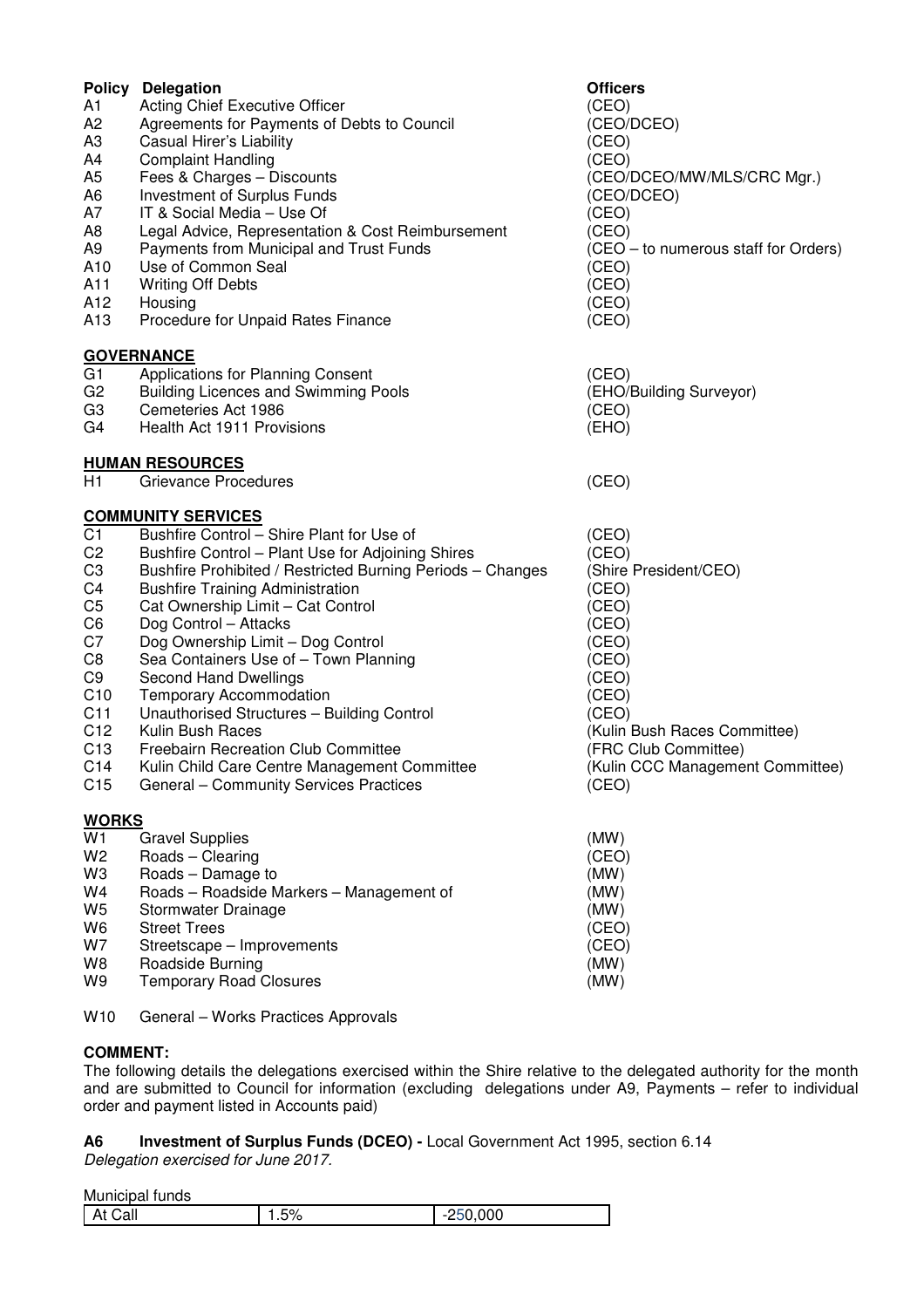| Policy | Delegation | Officers |
|---|---|---|
| A1 | Acting Chief Executive Officer | (CEO) |
| A2 | Agreements for Payments of Debts to Council | (CEO/DCEO) |
| A3 | Casual Hirer's Liability | (CEO) |
| A4 | Complaint Handling | (CEO) |
| A5 | Fees & Charges – Discounts | (CEO/DCEO/MW/MLS/CRC Mgr.) |
| A6 | Investment of Surplus Funds | (CEO/DCEO) |
| A7 | IT & Social Media – Use Of | (CEO) |
| A8 | Legal Advice, Representation & Cost Reimbursement | (CEO) |
| A9 | Payments from Municipal and Trust Funds | (CEO – to numerous staff for Orders) |
| A10 | Use of Common Seal | (CEO) |
| A11 | Writing Off Debts | (CEO) |
| A12 | Housing | (CEO) |
| A13 | Procedure for Unpaid Rates Finance | (CEO) |

**GOVERNANCE**

| | | |
|---|---|---|
| G1 | Applications for Planning Consent | (CEO) |
| G2 | Building Licences and Swimming Pools | (EHO/Building Surveyor) |
| G3 | Cemeteries Act 1986 | (CEO) |
| G4 | Health Act 1911 Provisions | (EHO) |

**HUMAN RESOURCES**

| | | |
|---|---|---|
| H1 | Grievance Procedures | (CEO) |

**COMMUNITY SERVICES**

| | | |
|---|---|---|
| C1 | Bushfire Control – Shire Plant for Use of | (CEO) |
| C2 | Bushfire Control – Plant Use for Adjoining Shires | (CEO) |
| C3 | Bushfire Prohibited / Restricted Burning Periods – Changes | (Shire President/CEO) |
| C4 | Bushfire Training Administration | (CEO) |
| C5 | Cat Ownership Limit – Cat Control | (CEO) |
| C6 | Dog Control – Attacks | (CEO) |
| C7 | Dog Ownership Limit – Dog Control | (CEO) |
| C8 | Sea Containers Use of – Town Planning | (CEO) |
| C9 | Second Hand Dwellings | (CEO) |
| C10 | Temporary Accommodation | (CEO) |
| C11 | Unauthorised Structures – Building Control | (CEO) |
| C12 | Kulin Bush Races | (Kulin Bush Races Committee) |
| C13 | Freebairn Recreation Club Committee | (FRC Club Committee) |
| C14 | Kulin Child Care Centre Management Committee | (Kulin CCC Management Committee) |
| C15 | General – Community Services Practices | (CEO) |

**WORKS**

| | | |
|---|---|---|
| W1 | Gravel Supplies | (MW) |
| W2 | Roads – Clearing | (CEO) |
| W3 | Roads – Damage to | (MW) |
| W4 | Roads – Roadside Markers – Management of | (MW) |
| W5 | Stormwater Drainage | (MW) |
| W6 | Street Trees | (CEO) |
| W7 | Streetscape – Improvements | (CEO) |
| W8 | Roadside Burning | (MW) |
| W9 | Temporary Road Closures | (MW) |

W10 General – Works Practices Approvals

**COMMENT:**

The following details the delegations exercised within the Shire relative to the delegated authority for the month and are submitted to Council for information (excluding delegations under A9, Payments – refer to individual order and payment listed in Accounts paid)

**A6 Investment of Surplus Funds (DCEO) -** Local Government Act 1995, section 6.14

*Delegation exercised for June 2017.*

Municipal funds

| | | |
|---|---|---|
| At Call | 1.5% | -250,000 |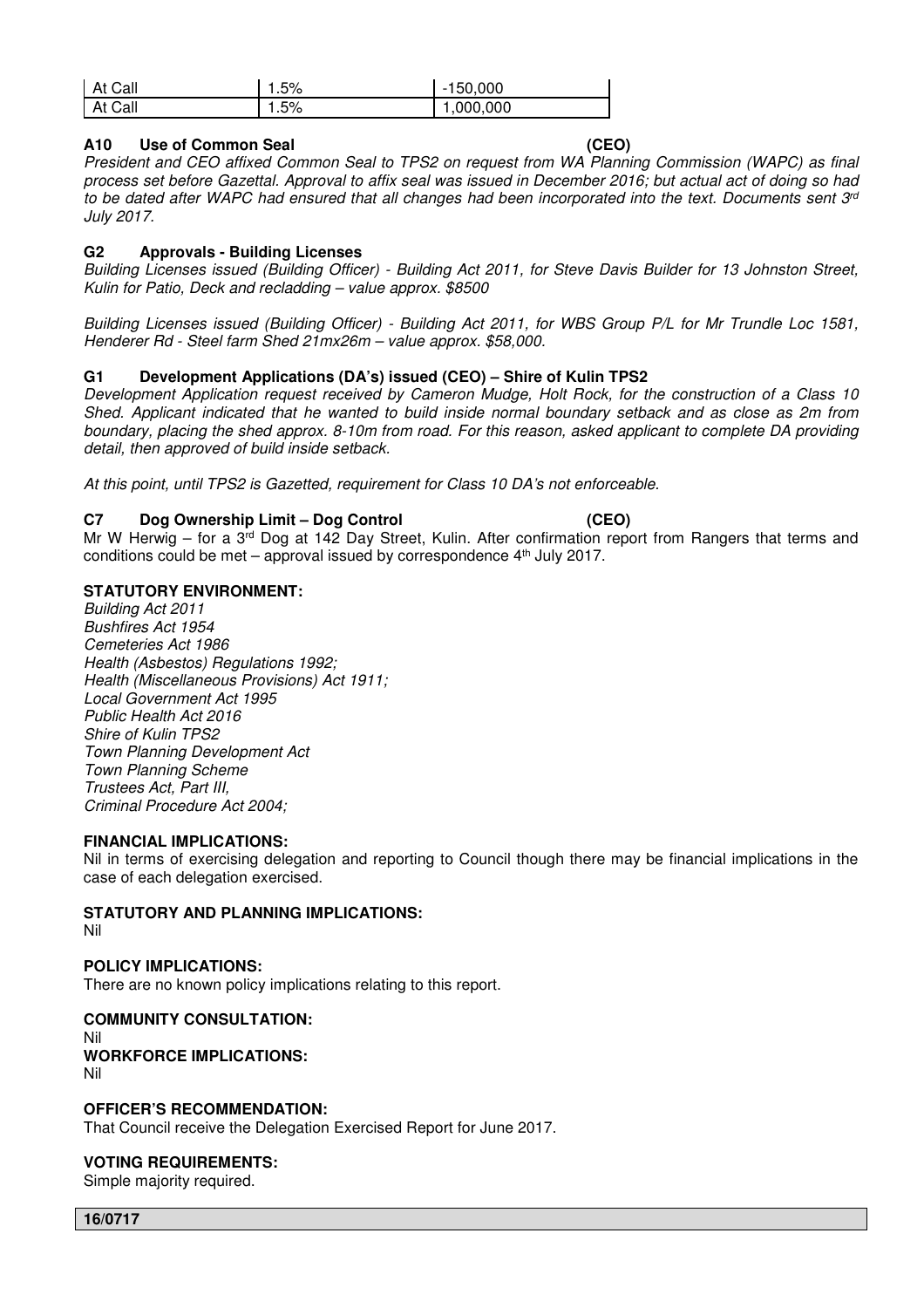| At Call | 1.5% | -150,000 |
|---|---|---|
| At Call | 1.5% | 1,000,000 |

**A10 Use of Common Seal (CEO)**

*President and CEO affixed Common Seal to TPS2 on request from WA Planning Commission (WAPC) as final process set before Gazettal. Approval to affix seal was issued in December 2016; but actual act of doing so had to be dated after WAPC had ensured that all changes had been incorporated into the text. Documents sent 3rd July 2017.*

**G2 Approvals - Building Licenses**

*Building Licenses issued (Building Officer) - Building Act 2011, for Steve Davis Builder for 13 Johnston Street, Kulin for Patio, Deck and recladding – value approx. $8500*

*Building Licenses issued (Building Officer) - Building Act 2011, for WBS Group P/L for Mr Trundle Loc 1581, Henderer Rd - Steel farm Shed 21mx26m – value approx. $58,000.*

**G1 Development Applications (DA's) issued (CEO) – Shire of Kulin TPS2**

*Development Application request received by Cameron Mudge, Holt Rock, for the construction of a Class 10 Shed. Applicant indicated that he wanted to build inside normal boundary setback and as close as 2m from boundary, placing the shed approx. 8-10m from road. For this reason, asked applicant to complete DA providing detail, then approved of build inside setback.*

*At this point, until TPS2 is Gazetted, requirement for Class 10 DA's not enforceable.*

**C7 Dog Ownership Limit – Dog Control (CEO)**

Mr W Herwig – for a 3rd Dog at 142 Day Street, Kulin. After confirmation report from Rangers that terms and conditions could be met – approval issued by correspondence 4th July 2017.

**STATUTORY ENVIRONMENT:**

*Building Act 2011*
*Bushfires Act 1954*
*Cemeteries Act 1986*
*Health (Asbestos) Regulations 1992;*
*Health (Miscellaneous Provisions) Act 1911;*
*Local Government Act 1995*
*Public Health Act 2016*
*Shire of Kulin TPS2*
*Town Planning Development Act*
*Town Planning Scheme*
*Trustees Act, Part III,*
*Criminal Procedure Act 2004;*

**FINANCIAL IMPLICATIONS:**

Nil in terms of exercising delegation and reporting to Council though there may be financial implications in the case of each delegation exercised.

**STATUTORY AND PLANNING IMPLICATIONS:**

Nil

**POLICY IMPLICATIONS:**

There are no known policy implications relating to this report.

**COMMUNITY CONSULTATION:**

Nil

**WORKFORCE IMPLICATIONS:**

Nil

**OFFICER'S RECOMMENDATION:**

That Council receive the Delegation Exercised Report for June 2017.

**VOTING REQUIREMENTS:**

Simple majority required.

**16/0717**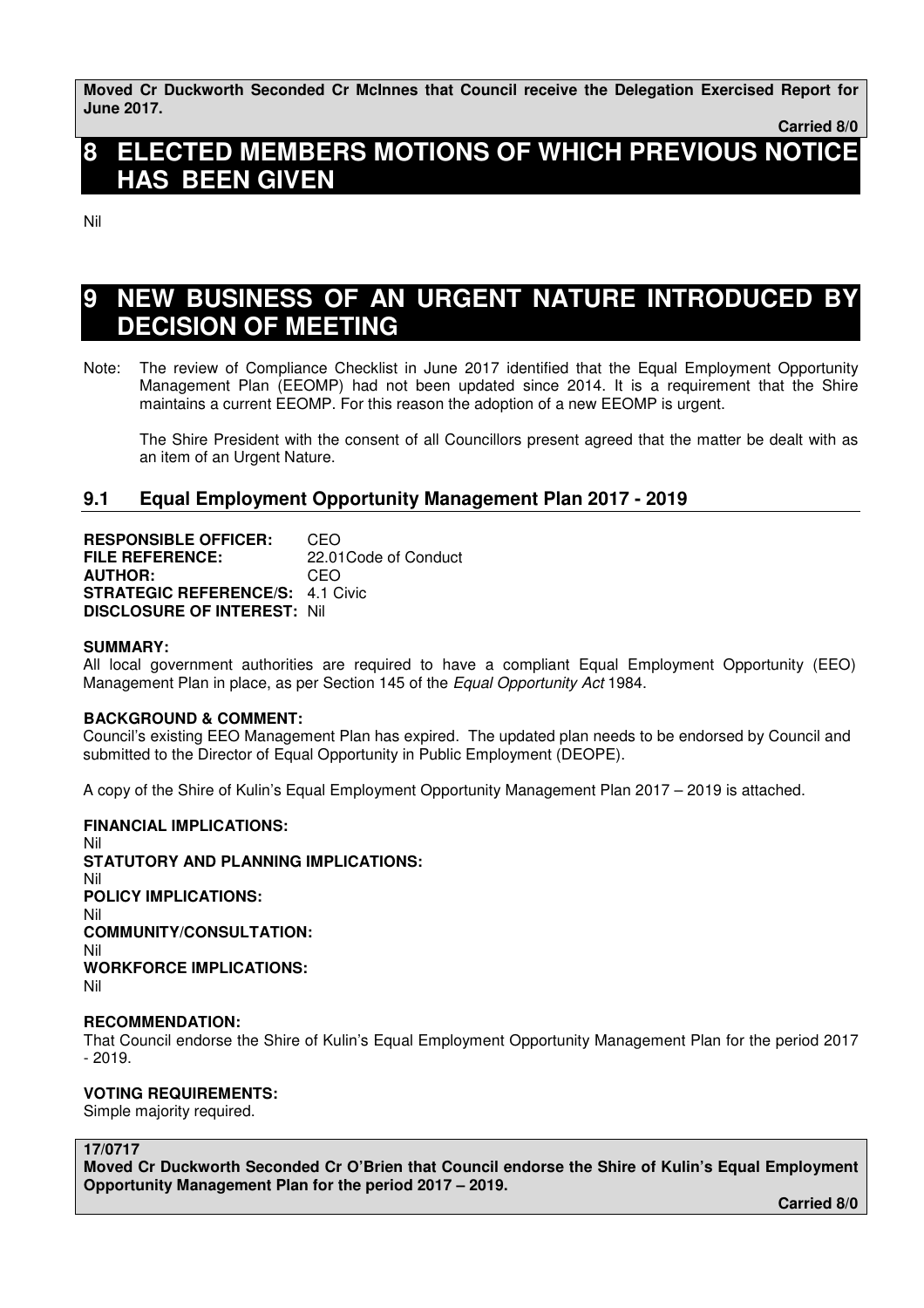**Moved Cr Duckworth Seconded Cr McInnes that Council receive the Delegation Exercised Report for June 2017.**

**Carried 8/0**

# 8 ELECTED MEMBERS MOTIONS OF WHICH PREVIOUS NOTICE HAS BEEN GIVEN

Nil

# 9 NEW BUSINESS OF AN URGENT NATURE INTRODUCED BY DECISION OF MEETING

Note: The review of Compliance Checklist in June 2017 identified that the Equal Employment Opportunity Management Plan (EEOMP) had not been updated since 2014. It is a requirement that the Shire maintains a current EEOMP. For this reason the adoption of a new EEOMP is urgent.

The Shire President with the consent of all Councillors present agreed that the matter be dealt with as an item of an Urgent Nature.

## 9.1 Equal Employment Opportunity Management Plan 2017 - 2019

**RESPONSIBLE OFFICER:** CEO
**FILE REFERENCE:** 22.01Code of Conduct
**AUTHOR:** CEO
**STRATEGIC REFERENCE/S:** 4.1 Civic
**DISCLOSURE OF INTEREST:** Nil

**SUMMARY:**
All local government authorities are required to have a compliant Equal Employment Opportunity (EEO) Management Plan in place, as per Section 145 of the *Equal Opportunity Act* 1984.

**BACKGROUND & COMMENT:**
Council's existing EEO Management Plan has expired. The updated plan needs to be endorsed by Council and submitted to the Director of Equal Opportunity in Public Employment (DEOPE).

A copy of the Shire of Kulin's Equal Employment Opportunity Management Plan 2017 – 2019 is attached.

**FINANCIAL IMPLICATIONS:**
Nil
**STATUTORY AND PLANNING IMPLICATIONS:**
Nil
**POLICY IMPLICATIONS:**
Nil
**COMMUNITY/CONSULTATION:**
Nil
**WORKFORCE IMPLICATIONS:**
Nil

**RECOMMENDATION:**
That Council endorse the Shire of Kulin's Equal Employment Opportunity Management Plan for the period 2017 - 2019.

**VOTING REQUIREMENTS:**
Simple majority required.

**17/0717**
**Moved Cr Duckworth Seconded Cr O'Brien that Council endorse the Shire of Kulin's Equal Employment Opportunity Management Plan for the period 2017 – 2019.**

**Carried 8/0**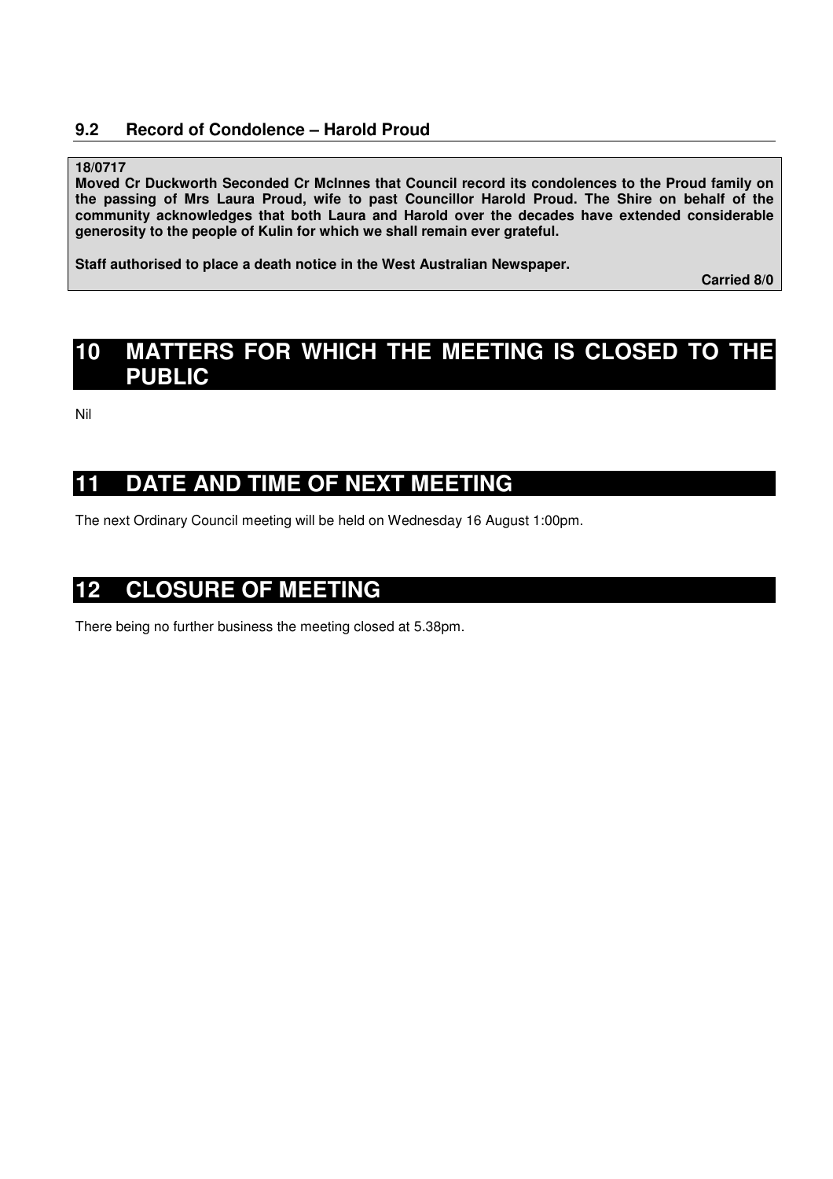### 9.2 Record of Condolence – Harold Proud

**18/0717**
**Moved Cr Duckworth Seconded Cr McInnes that Council record its condolences to the Proud family on the passing of Mrs Laura Proud, wife to past Councillor Harold Proud. The Shire on behalf of the community acknowledges that both Laura and Harold over the decades have extended considerable generosity to the people of Kulin for which we shall remain ever grateful.**

**Staff authorised to place a death notice in the West Australian Newspaper.**

**Carried 8/0**

# 10 MATTERS FOR WHICH THE MEETING IS CLOSED TO THE PUBLIC

Nil

# 11 DATE AND TIME OF NEXT MEETING

The next Ordinary Council meeting will be held on Wednesday 16 August 1:00pm.

# 12 CLOSURE OF MEETING

There being no further business the meeting closed at 5.38pm.